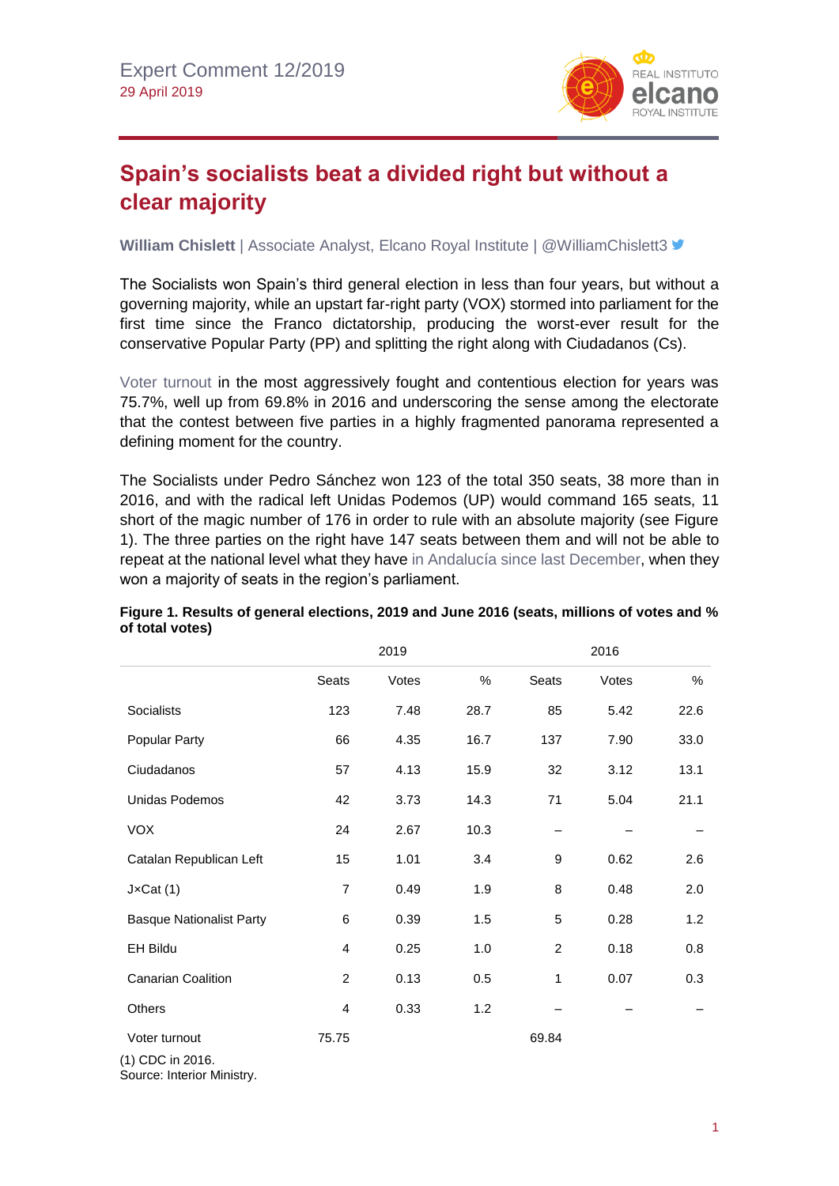Expert Comment 12/2019
29 April 2019

# Spain's socialists beat a divided right but without a clear majority

**William Chislett** | Associate Analyst, Elcano Royal Institute | @WilliamChislett3

The Socialists won Spain's third general election in less than four years, but without a governing majority, while an upstart far-right party (VOX) stormed into parliament for the first time since the Franco dictatorship, producing the worst-ever result for the conservative Popular Party (PP) and splitting the right along with Ciudadanos (Cs).

Voter turnout in the most aggressively fought and contentious election for years was 75.7%, well up from 69.8% in 2016 and underscoring the sense among the electorate that the contest between five parties in a highly fragmented panorama represented a defining moment for the country.

The Socialists under Pedro Sánchez won 123 of the total 350 seats, 38 more than in 2016, and with the radical left Unidas Podemos (UP) would command 165 seats, 11 short of the magic number of 176 in order to rule with an absolute majority (see Figure 1). The three parties on the right have 147 seats between them and will not be able to repeat at the national level what they have in Andalucía since last December, when they won a majority of seats in the region's parliament.

**Figure 1. Results of general elections, 2019 and June 2016 (seats, millions of votes and % of total votes)**

| | 2019 | | | 2016 | | |
|---|---|---|---|---|---|---|
| | Seats | Votes | % | Seats | Votes | % |
| Socialists | 123 | 7.48 | 28.7 | 85 | 5.42 | 22.6 |
| Popular Party | 66 | 4.35 | 16.7 | 137 | 7.90 | 33.0 |
| Ciudadanos | 57 | 4.13 | 15.9 | 32 | 3.12 | 13.1 |
| Unidas Podemos | 42 | 3.73 | 14.3 | 71 | 5.04 | 21.1 |
| VOX | 24 | 2.67 | 10.3 | – | – | – |
| Catalan Republican Left | 15 | 1.01 | 3.4 | 9 | 0.62 | 2.6 |
| J×Cat (1) | 7 | 0.49 | 1.9 | 8 | 0.48 | 2.0 |
| Basque Nationalist Party | 6 | 0.39 | 1.5 | 5 | 0.28 | 1.2 |
| EH Bildu | 4 | 0.25 | 1.0 | 2 | 0.18 | 0.8 |
| Canarian Coalition | 2 | 0.13 | 0.5 | 1 | 0.07 | 0.3 |
| Others | 4 | 0.33 | 1.2 | – | – | – |
| Voter turnout | 75.75 | | | 69.84 | | |

(1) CDC in 2016.
Source: Interior Ministry.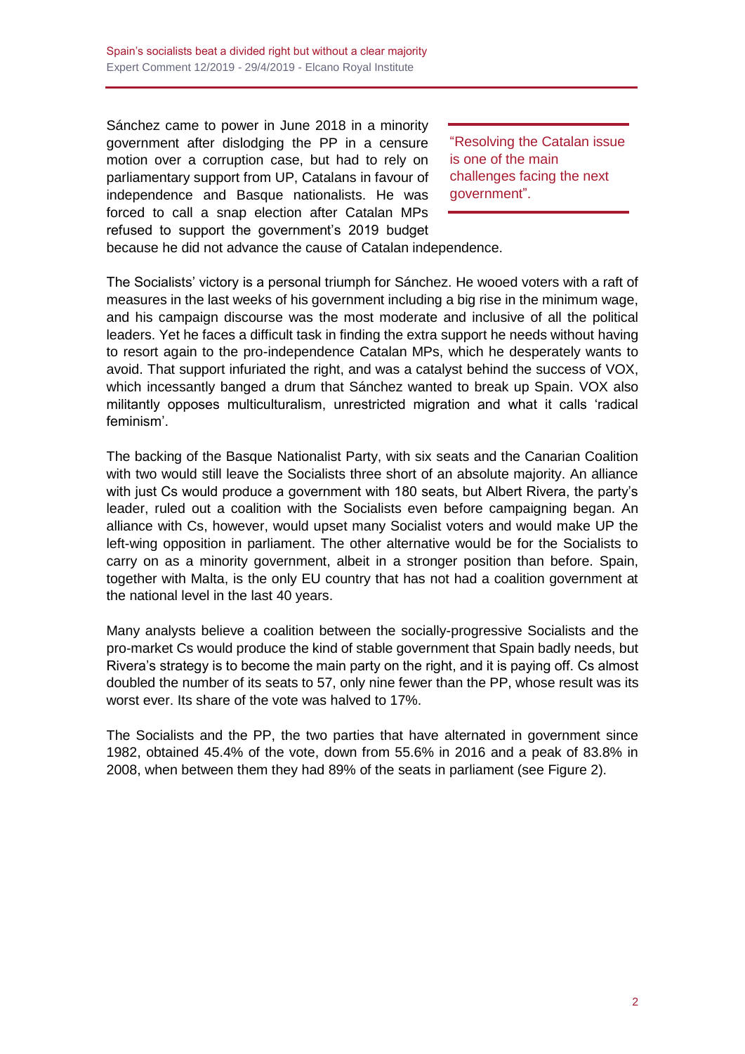Sánchez came to power in June 2018 in a minority government after dislodging the PP in a censure motion over a corruption case, but had to rely on parliamentary support from UP, Catalans in favour of independence and Basque nationalists. He was forced to call a snap election after Catalan MPs refused to support the government's 2019 budget because he did not advance the cause of Catalan independence.

> "Resolving the Catalan issue is one of the main challenges facing the next government".

The Socialists' victory is a personal triumph for Sánchez. He wooed voters with a raft of measures in the last weeks of his government including a big rise in the minimum wage, and his campaign discourse was the most moderate and inclusive of all the political leaders. Yet he faces a difficult task in finding the extra support he needs without having to resort again to the pro-independence Catalan MPs, which he desperately wants to avoid. That support infuriated the right, and was a catalyst behind the success of VOX, which incessantly banged a drum that Sánchez wanted to break up Spain. VOX also militantly opposes multiculturalism, unrestricted migration and what it calls 'radical feminism'.

The backing of the Basque Nationalist Party, with six seats and the Canarian Coalition with two would still leave the Socialists three short of an absolute majority. An alliance with just Cs would produce a government with 180 seats, but Albert Rivera, the party's leader, ruled out a coalition with the Socialists even before campaigning began. An alliance with Cs, however, would upset many Socialist voters and would make UP the left-wing opposition in parliament. The other alternative would be for the Socialists to carry on as a minority government, albeit in a stronger position than before. Spain, together with Malta, is the only EU country that has not had a coalition government at the national level in the last 40 years.

Many analysts believe a coalition between the socially-progressive Socialists and the pro-market Cs would produce the kind of stable government that Spain badly needs, but Rivera's strategy is to become the main party on the right, and it is paying off. Cs almost doubled the number of its seats to 57, only nine fewer than the PP, whose result was its worst ever. Its share of the vote was halved to 17%.

The Socialists and the PP, the two parties that have alternated in government since 1982, obtained 45.4% of the vote, down from 55.6% in 2016 and a peak of 83.8% in 2008, when between them they had 89% of the seats in parliament (see Figure 2).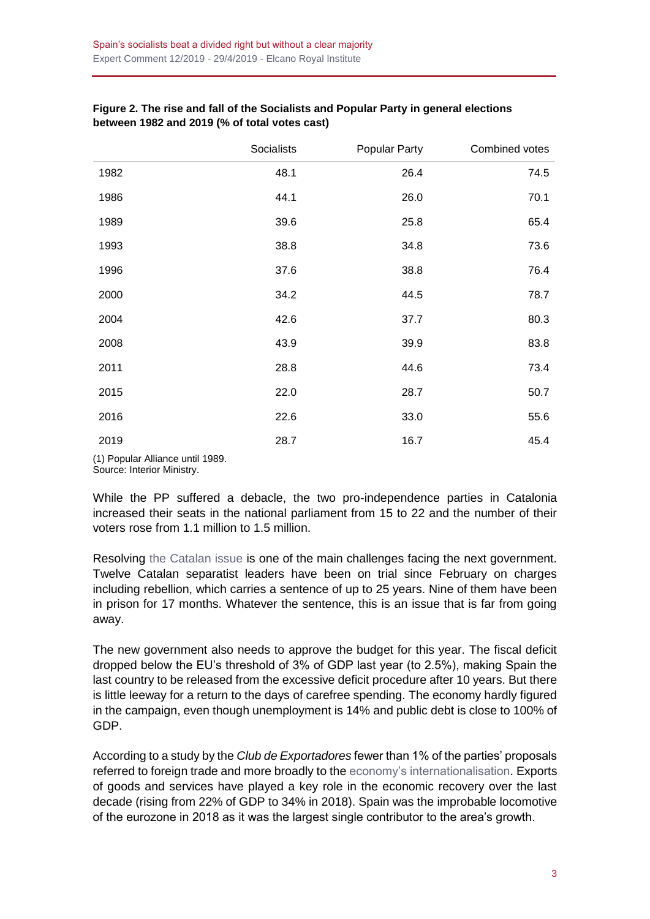**Figure 2. The rise and fall of the Socialists and Popular Party in general elections between 1982 and 2019 (% of total votes cast)**

| | Socialists | Popular Party | Combined votes |
|---|---|---|---|
| 1982 | 48.1 | 26.4 | 74.5 |
| 1986 | 44.1 | 26.0 | 70.1 |
| 1989 | 39.6 | 25.8 | 65.4 |
| 1993 | 38.8 | 34.8 | 73.6 |
| 1996 | 37.6 | 38.8 | 76.4 |
| 2000 | 34.2 | 44.5 | 78.7 |
| 2004 | 42.6 | 37.7 | 80.3 |
| 2008 | 43.9 | 39.9 | 83.8 |
| 2011 | 28.8 | 44.6 | 73.4 |
| 2015 | 22.0 | 28.7 | 50.7 |
| 2016 | 22.6 | 33.0 | 55.6 |
| 2019 | 28.7 | 16.7 | 45.4 |

(1) Popular Alliance until 1989.
Source: Interior Ministry.

While the PP suffered a debacle, the two pro-independence parties in Catalonia increased their seats in the national parliament from 15 to 22 and the number of their voters rose from 1.1 million to 1.5 million.

Resolving the Catalan issue is one of the main challenges facing the next government. Twelve Catalan separatist leaders have been on trial since February on charges including rebellion, which carries a sentence of up to 25 years. Nine of them have been in prison for 17 months. Whatever the sentence, this is an issue that is far from going away.

The new government also needs to approve the budget for this year. The fiscal deficit dropped below the EU's threshold of 3% of GDP last year (to 2.5%), making Spain the last country to be released from the excessive deficit procedure after 10 years. But there is little leeway for a return to the days of carefree spending. The economy hardly figured in the campaign, even though unemployment is 14% and public debt is close to 100% of GDP.

According to a study by the *Club de Exportadores* fewer than 1% of the parties' proposals referred to foreign trade and more broadly to the economy's internationalisation. Exports of goods and services have played a key role in the economic recovery over the last decade (rising from 22% of GDP to 34% in 2018). Spain was the improbable locomotive of the eurozone in 2018 as it was the largest single contributor to the area's growth.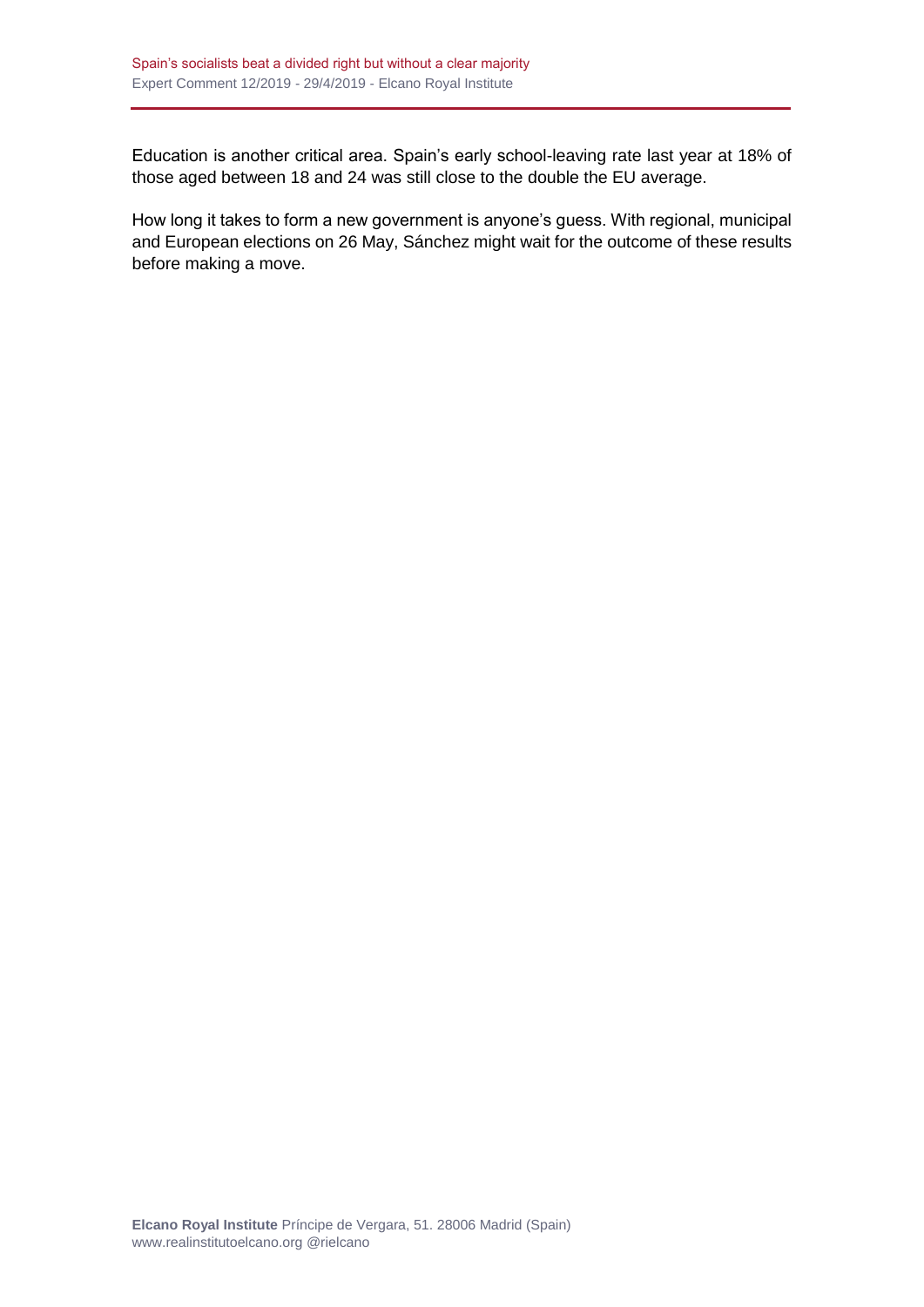Education is another critical area. Spain's early school-leaving rate last year at 18% of those aged between 18 and 24 was still close to the double the EU average.

How long it takes to form a new government is anyone's guess. With regional, municipal and European elections on 26 May, Sánchez might wait for the outcome of these results before making a move.